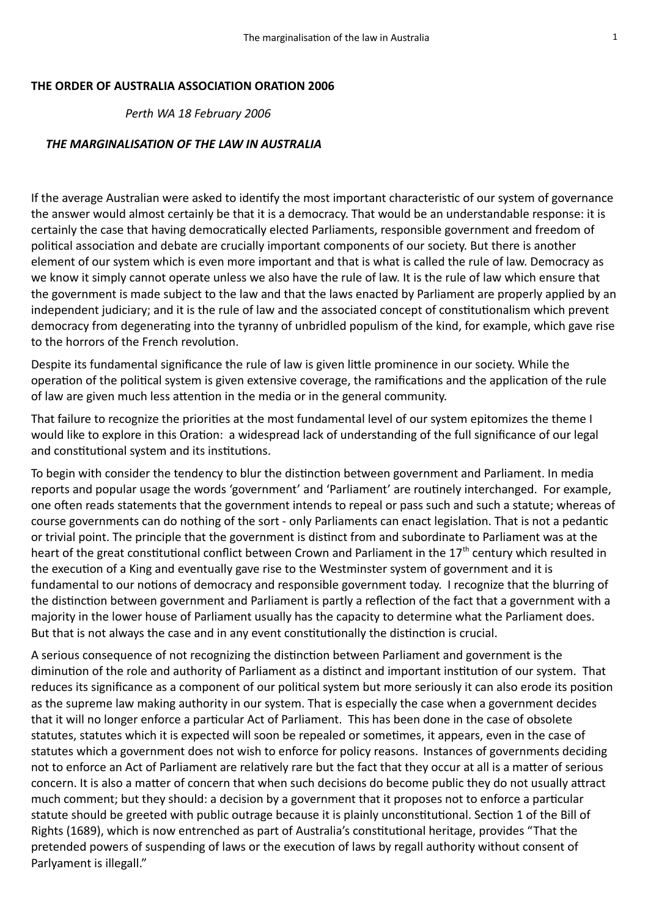**THE ORDER OF AUSTRALIA ASSOCIATION ORATION 2006**

*Perth WA 18 February 2006*

***THE MARGINALISATION OF THE LAW IN AUSTRALIA***

If the average Australian were asked to identify the most important characteristic of our system of governance the answer would almost certainly be that it is a democracy. That would be an understandable response: it is certainly the case that having democratically elected Parliaments, responsible government and freedom of political association and debate are crucially important components of our society. But there is another element of our system which is even more important and that is what is called the rule of law. Democracy as we know it simply cannot operate unless we also have the rule of law. It is the rule of law which ensure that the government is made subject to the law and that the laws enacted by Parliament are properly applied by an independent judiciary; and it is the rule of law and the associated concept of constitutionalism which prevent democracy from degenerating into the tyranny of unbridled populism of the kind, for example, which gave rise to the horrors of the French revolution.

Despite its fundamental significance the rule of law is given little prominence in our society. While the operation of the political system is given extensive coverage, the ramifications and the application of the rule of law are given much less attention in the media or in the general community.

That failure to recognize the priorities at the most fundamental level of our system epitomizes the theme I would like to explore in this Oration: a widespread lack of understanding of the full significance of our legal and constitutional system and its institutions.

To begin with consider the tendency to blur the distinction between government and Parliament. In media reports and popular usage the words 'government' and 'Parliament' are routinely interchanged. For example, one often reads statements that the government intends to repeal or pass such and such a statute; whereas of course governments can do nothing of the sort - only Parliaments can enact legislation. That is not a pedantic or trivial point. The principle that the government is distinct from and subordinate to Parliament was at the heart of the great constitutional conflict between Crown and Parliament in the 17th century which resulted in the execution of a King and eventually gave rise to the Westminster system of government and it is fundamental to our notions of democracy and responsible government today. I recognize that the blurring of the distinction between government and Parliament is partly a reflection of the fact that a government with a majority in the lower house of Parliament usually has the capacity to determine what the Parliament does. But that is not always the case and in any event constitutionally the distinction is crucial.

A serious consequence of not recognizing the distinction between Parliament and government is the diminution of the role and authority of Parliament as a distinct and important institution of our system. That reduces its significance as a component of our political system but more seriously it can also erode its position as the supreme law making authority in our system. That is especially the case when a government decides that it will no longer enforce a particular Act of Parliament. This has been done in the case of obsolete statutes, statutes which it is expected will soon be repealed or sometimes, it appears, even in the case of statutes which a government does not wish to enforce for policy reasons. Instances of governments deciding not to enforce an Act of Parliament are relatively rare but the fact that they occur at all is a matter of serious concern. It is also a matter of concern that when such decisions do become public they do not usually attract much comment; but they should: a decision by a government that it proposes not to enforce a particular statute should be greeted with public outrage because it is plainly unconstitutional. Section 1 of the Bill of Rights (1689), which is now entrenched as part of Australia's constitutional heritage, provides "That the pretended powers of suspending of laws or the execution of laws by regall authority without consent of Parlyament is illegall."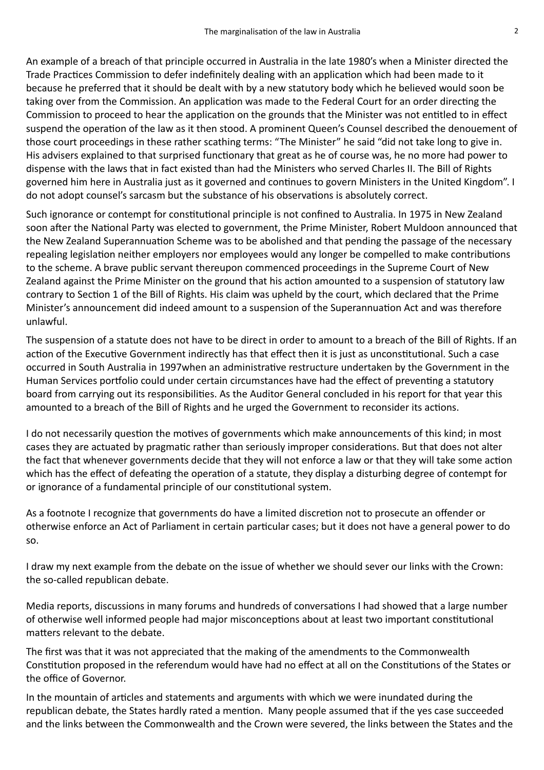An example of a breach of that principle occurred in Australia in the late 1980's when a Minister directed the Trade Practices Commission to defer indefinitely dealing with an application which had been made to it because he preferred that it should be dealt with by a new statutory body which he believed would soon be taking over from the Commission. An application was made to the Federal Court for an order directing the Commission to proceed to hear the application on the grounds that the Minister was not entitled to in effect suspend the operation of the law as it then stood. A prominent Queen's Counsel described the denouement of those court proceedings in these rather scathing terms: "The Minister" he said "did not take long to give in. His advisers explained to that surprised functionary that great as he of course was, he no more had power to dispense with the laws that in fact existed than had the Ministers who served Charles II. The Bill of Rights governed him here in Australia just as it governed and continues to govern Ministers in the United Kingdom". I do not adopt counsel's sarcasm but the substance of his observations is absolutely correct.

Such ignorance or contempt for constitutional principle is not confined to Australia. In 1975 in New Zealand soon after the National Party was elected to government, the Prime Minister, Robert Muldoon announced that the New Zealand Superannuation Scheme was to be abolished and that pending the passage of the necessary repealing legislation neither employers nor employees would any longer be compelled to make contributions to the scheme. A brave public servant thereupon commenced proceedings in the Supreme Court of New Zealand against the Prime Minister on the ground that his action amounted to a suspension of statutory law contrary to Section 1 of the Bill of Rights. His claim was upheld by the court, which declared that the Prime Minister's announcement did indeed amount to a suspension of the Superannuation Act and was therefore unlawful.

The suspension of a statute does not have to be direct in order to amount to a breach of the Bill of Rights. If an action of the Executive Government indirectly has that effect then it is just as unconstitutional. Such a case occurred in South Australia in 1997when an administrative restructure undertaken by the Government in the Human Services portfolio could under certain circumstances have had the effect of preventing a statutory board from carrying out its responsibilities. As the Auditor General concluded in his report for that year this amounted to a breach of the Bill of Rights and he urged the Government to reconsider its actions.

I do not necessarily question the motives of governments which make announcements of this kind; in most cases they are actuated by pragmatic rather than seriously improper considerations. But that does not alter the fact that whenever governments decide that they will not enforce a law or that they will take some action which has the effect of defeating the operation of a statute, they display a disturbing degree of contempt for or ignorance of a fundamental principle of our constitutional system.

As a footnote I recognize that governments do have a limited discretion not to prosecute an offender or otherwise enforce an Act of Parliament in certain particular cases; but it does not have a general power to do so.

I draw my next example from the debate on the issue of whether we should sever our links with the Crown: the so-called republican debate.

Media reports, discussions in many forums and hundreds of conversations I had showed that a large number of otherwise well informed people had major misconceptions about at least two important constitutional matters relevant to the debate.

The first was that it was not appreciated that the making of the amendments to the Commonwealth Constitution proposed in the referendum would have had no effect at all on the Constitutions of the States or the office of Governor.

In the mountain of articles and statements and arguments with which we were inundated during the republican debate, the States hardly rated a mention. Many people assumed that if the yes case succeeded and the links between the Commonwealth and the Crown were severed, the links between the States and the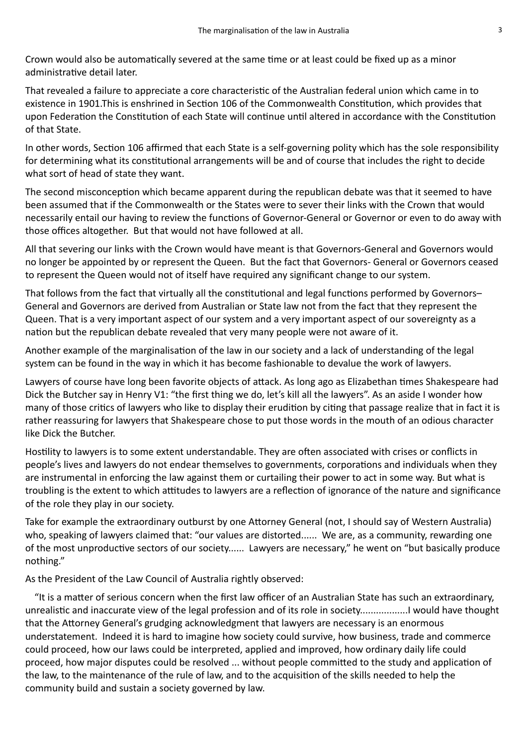Crown would also be automatically severed at the same time or at least could be fixed up as a minor administrative detail later.

That revealed a failure to appreciate a core characteristic of the Australian federal union which came in to existence in 1901.This is enshrined in Section 106 of the Commonwealth Constitution, which provides that upon Federation the Constitution of each State will continue until altered in accordance with the Constitution of that State.

In other words, Section 106 affirmed that each State is a self-governing polity which has the sole responsibility for determining what its constitutional arrangements will be and of course that includes the right to decide what sort of head of state they want.

The second misconception which became apparent during the republican debate was that it seemed to have been assumed that if the Commonwealth or the States were to sever their links with the Crown that would necessarily entail our having to review the functions of Governor-General or Governor or even to do away with those offices altogether. But that would not have followed at all.

All that severing our links with the Crown would have meant is that Governors-General and Governors would no longer be appointed by or represent the Queen. But the fact that Governors- General or Governors ceased to represent the Queen would not of itself have required any significant change to our system.

That follows from the fact that virtually all the constitutional and legal functions performed by Governors–General and Governors are derived from Australian or State law not from the fact that they represent the Queen. That is a very important aspect of our system and a very important aspect of our sovereignty as a nation but the republican debate revealed that very many people were not aware of it.

Another example of the marginalisation of the law in our society and a lack of understanding of the legal system can be found in the way in which it has become fashionable to devalue the work of lawyers.

Lawyers of course have long been favorite objects of attack. As long ago as Elizabethan times Shakespeare had Dick the Butcher say in Henry V1: "the first thing we do, let's kill all the lawyers". As an aside I wonder how many of those critics of lawyers who like to display their erudition by citing that passage realize that in fact it is rather reassuring for lawyers that Shakespeare chose to put those words in the mouth of an odious character like Dick the Butcher.

Hostility to lawyers is to some extent understandable. They are often associated with crises or conflicts in people's lives and lawyers do not endear themselves to governments, corporations and individuals when they are instrumental in enforcing the law against them or curtailing their power to act in some way. But what is troubling is the extent to which attitudes to lawyers are a reflection of ignorance of the nature and significance of the role they play in our society.

Take for example the extraordinary outburst by one Attorney General (not, I should say of Western Australia) who, speaking of lawyers claimed that: "our values are distorted...... We are, as a community, rewarding one of the most unproductive sectors of our society...... Lawyers are necessary," he went on "but basically produce nothing."

As the President of the Law Council of Australia rightly observed:

"It is a matter of serious concern when the first law officer of an Australian State has such an extraordinary, unrealistic and inaccurate view of the legal profession and of its role in society..................I would have thought that the Attorney General's grudging acknowledgment that lawyers are necessary is an enormous understatement. Indeed it is hard to imagine how society could survive, how business, trade and commerce could proceed, how our laws could be interpreted, applied and improved, how ordinary daily life could proceed, how major disputes could be resolved ... without people committed to the study and application of the law, to the maintenance of the rule of law, and to the acquisition of the skills needed to help the community build and sustain a society governed by law.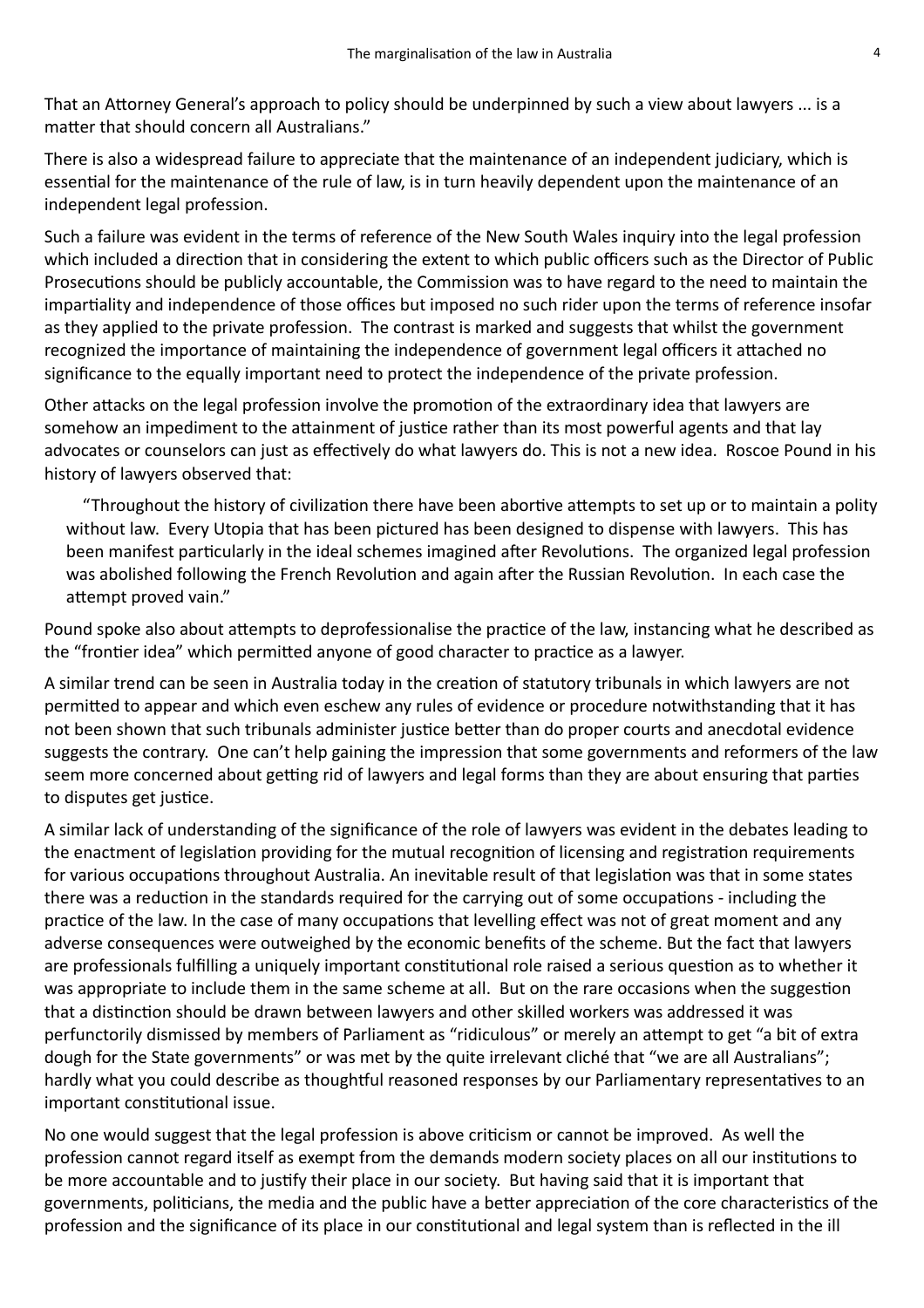That an Attorney General's approach to policy should be underpinned by such a view about lawyers ... is a matter that should concern all Australians."

There is also a widespread failure to appreciate that the maintenance of an independent judiciary, which is essential for the maintenance of the rule of law, is in turn heavily dependent upon the maintenance of an independent legal profession.

Such a failure was evident in the terms of reference of the New South Wales inquiry into the legal profession which included a direction that in considering the extent to which public officers such as the Director of Public Prosecutions should be publicly accountable, the Commission was to have regard to the need to maintain the impartiality and independence of those offices but imposed no such rider upon the terms of reference insofar as they applied to the private profession. The contrast is marked and suggests that whilst the government recognized the importance of maintaining the independence of government legal officers it attached no significance to the equally important need to protect the independence of the private profession.

Other attacks on the legal profession involve the promotion of the extraordinary idea that lawyers are somehow an impediment to the attainment of justice rather than its most powerful agents and that lay advocates or counselors can just as effectively do what lawyers do. This is not a new idea. Roscoe Pound in his history of lawyers observed that:

> "Throughout the history of civilization there have been abortive attempts to set up or to maintain a polity without law. Every Utopia that has been pictured has been designed to dispense with lawyers. This has been manifest particularly in the ideal schemes imagined after Revolutions. The organized legal profession was abolished following the French Revolution and again after the Russian Revolution. In each case the attempt proved vain."

Pound spoke also about attempts to deprofessionalise the practice of the law, instancing what he described as the "frontier idea" which permitted anyone of good character to practice as a lawyer.

A similar trend can be seen in Australia today in the creation of statutory tribunals in which lawyers are not permitted to appear and which even eschew any rules of evidence or procedure notwithstanding that it has not been shown that such tribunals administer justice better than do proper courts and anecdotal evidence suggests the contrary. One can't help gaining the impression that some governments and reformers of the law seem more concerned about getting rid of lawyers and legal forms than they are about ensuring that parties to disputes get justice.

A similar lack of understanding of the significance of the role of lawyers was evident in the debates leading to the enactment of legislation providing for the mutual recognition of licensing and registration requirements for various occupations throughout Australia. An inevitable result of that legislation was that in some states there was a reduction in the standards required for the carrying out of some occupations - including the practice of the law. In the case of many occupations that levelling effect was not of great moment and any adverse consequences were outweighed by the economic benefits of the scheme. But the fact that lawyers are professionals fulfilling a uniquely important constitutional role raised a serious question as to whether it was appropriate to include them in the same scheme at all. But on the rare occasions when the suggestion that a distinction should be drawn between lawyers and other skilled workers was addressed it was perfunctorily dismissed by members of Parliament as "ridiculous" or merely an attempt to get "a bit of extra dough for the State governments" or was met by the quite irrelevant cliché that "we are all Australians"; hardly what you could describe as thoughtful reasoned responses by our Parliamentary representatives to an important constitutional issue.

No one would suggest that the legal profession is above criticism or cannot be improved. As well the profession cannot regard itself as exempt from the demands modern society places on all our institutions to be more accountable and to justify their place in our society. But having said that it is important that governments, politicians, the media and the public have a better appreciation of the core characteristics of the profession and the significance of its place in our constitutional and legal system than is reflected in the ill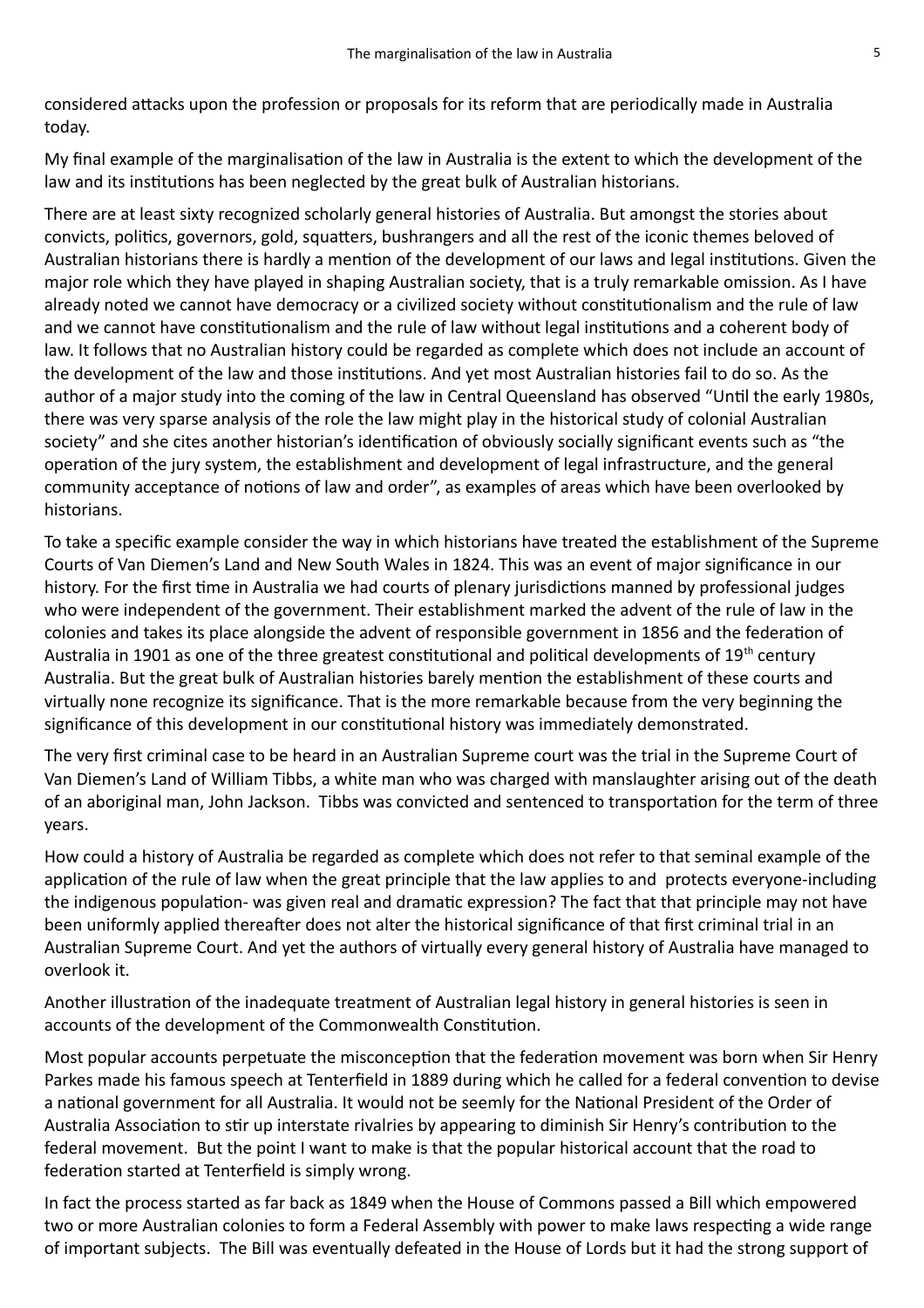considered attacks upon the profession or proposals for its reform that are periodically made in Australia today.

My final example of the marginalisation of the law in Australia is the extent to which the development of the law and its institutions has been neglected by the great bulk of Australian historians.

There are at least sixty recognized scholarly general histories of Australia. But amongst the stories about convicts, politics, governors, gold, squatters, bushrangers and all the rest of the iconic themes beloved of Australian historians there is hardly a mention of the development of our laws and legal institutions. Given the major role which they have played in shaping Australian society, that is a truly remarkable omission. As I have already noted we cannot have democracy or a civilized society without constitutionalism and the rule of law and we cannot have constitutionalism and the rule of law without legal institutions and a coherent body of law. It follows that no Australian history could be regarded as complete which does not include an account of the development of the law and those institutions. And yet most Australian histories fail to do so. As the author of a major study into the coming of the law in Central Queensland has observed "Until the early 1980s, there was very sparse analysis of the role the law might play in the historical study of colonial Australian society" and she cites another historian's identification of obviously socially significant events such as "the operation of the jury system, the establishment and development of legal infrastructure, and the general community acceptance of notions of law and order", as examples of areas which have been overlooked by historians.

To take a specific example consider the way in which historians have treated the establishment of the Supreme Courts of Van Diemen's Land and New South Wales in 1824. This was an event of major significance in our history. For the first time in Australia we had courts of plenary jurisdictions manned by professional judges who were independent of the government. Their establishment marked the advent of the rule of law in the colonies and takes its place alongside the advent of responsible government in 1856 and the federation of Australia in 1901 as one of the three greatest constitutional and political developments of 19th century Australia. But the great bulk of Australian histories barely mention the establishment of these courts and virtually none recognize its significance. That is the more remarkable because from the very beginning the significance of this development in our constitutional history was immediately demonstrated.

The very first criminal case to be heard in an Australian Supreme court was the trial in the Supreme Court of Van Diemen's Land of William Tibbs, a white man who was charged with manslaughter arising out of the death of an aboriginal man, John Jackson. Tibbs was convicted and sentenced to transportation for the term of three years.

How could a history of Australia be regarded as complete which does not refer to that seminal example of the application of the rule of law when the great principle that the law applies to and protects everyone-including the indigenous population- was given real and dramatic expression? The fact that that principle may not have been uniformly applied thereafter does not alter the historical significance of that first criminal trial in an Australian Supreme Court. And yet the authors of virtually every general history of Australia have managed to overlook it.

Another illustration of the inadequate treatment of Australian legal history in general histories is seen in accounts of the development of the Commonwealth Constitution.

Most popular accounts perpetuate the misconception that the federation movement was born when Sir Henry Parkes made his famous speech at Tenterfield in 1889 during which he called for a federal convention to devise a national government for all Australia. It would not be seemly for the National President of the Order of Australia Association to stir up interstate rivalries by appearing to diminish Sir Henry's contribution to the federal movement. But the point I want to make is that the popular historical account that the road to federation started at Tenterfield is simply wrong.

In fact the process started as far back as 1849 when the House of Commons passed a Bill which empowered two or more Australian colonies to form a Federal Assembly with power to make laws respecting a wide range of important subjects. The Bill was eventually defeated in the House of Lords but it had the strong support of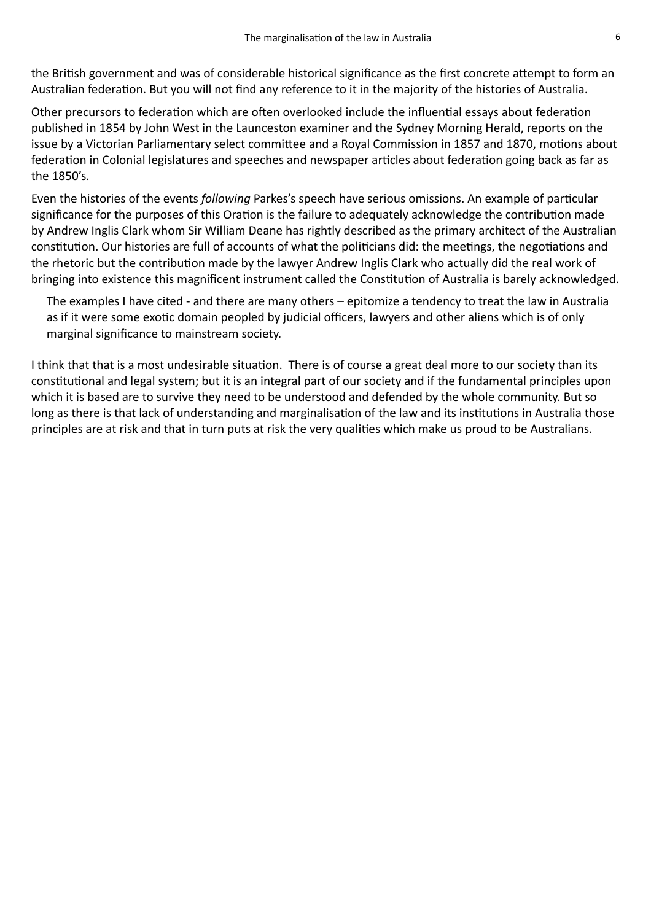the British government and was of considerable historical significance as the first concrete attempt to form an Australian federation. But you will not find any reference to it in the majority of the histories of Australia.

Other precursors to federation which are often overlooked include the influential essays about federation published in 1854 by John West in the Launceston examiner and the Sydney Morning Herald, reports on the issue by a Victorian Parliamentary select committee and a Royal Commission in 1857 and 1870, motions about federation in Colonial legislatures and speeches and newspaper articles about federation going back as far as the 1850's.

Even the histories of the events *following* Parkes's speech have serious omissions. An example of particular significance for the purposes of this Oration is the failure to adequately acknowledge the contribution made by Andrew Inglis Clark whom Sir William Deane has rightly described as the primary architect of the Australian constitution. Our histories are full of accounts of what the politicians did: the meetings, the negotiations and the rhetoric but the contribution made by the lawyer Andrew Inglis Clark who actually did the real work of bringing into existence this magnificent instrument called the Constitution of Australia is barely acknowledged.

> The examples I have cited - and there are many others – epitomize a tendency to treat the law in Australia as if it were some exotic domain peopled by judicial officers, lawyers and other aliens which is of only marginal significance to mainstream society.

I think that that is a most undesirable situation. There is of course a great deal more to our society than its constitutional and legal system; but it is an integral part of our society and if the fundamental principles upon which it is based are to survive they need to be understood and defended by the whole community. But so long as there is that lack of understanding and marginalisation of the law and its institutions in Australia those principles are at risk and that in turn puts at risk the very qualities which make us proud to be Australians.